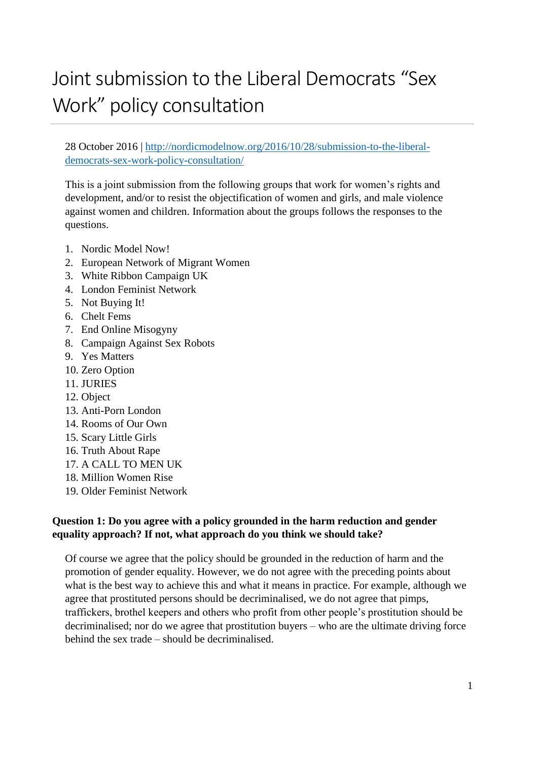# Joint submission to the Liberal Democrats "Sex Work" policy consultation

28 October 2016 | http://nordicmodelnow.org/2016/10/28/submission-to-the-liberal-democrats-sex-work-policy-consultation/

This is a joint submission from the following groups that work for women's rights and development, and/or to resist the objectification of women and girls, and male violence against women and children. Information about the groups follows the responses to the questions.

1. Nordic Model Now!
2. European Network of Migrant Women
3. White Ribbon Campaign UK
4. London Feminist Network
5. Not Buying It!
6. Chelt Fems
7. End Online Misogyny
8. Campaign Against Sex Robots
9. Yes Matters
10. Zero Option
11. JURIES
12. Object
13. Anti-Porn London
14. Rooms of Our Own
15. Scary Little Girls
16. Truth About Rape
17. A CALL TO MEN UK
18. Million Women Rise
19. Older Feminist Network

**Question 1: Do you agree with a policy grounded in the harm reduction and gender equality approach? If not, what approach do you think we should take?**

Of course we agree that the policy should be grounded in the reduction of harm and the promotion of gender equality. However, we do not agree with the preceding points about what is the best way to achieve this and what it means in practice. For example, although we agree that prostituted persons should be decriminalised, we do not agree that pimps, traffickers, brothel keepers and others who profit from other people's prostitution should be decriminalised; nor do we agree that prostitution buyers – who are the ultimate driving force behind the sex trade – should be decriminalised.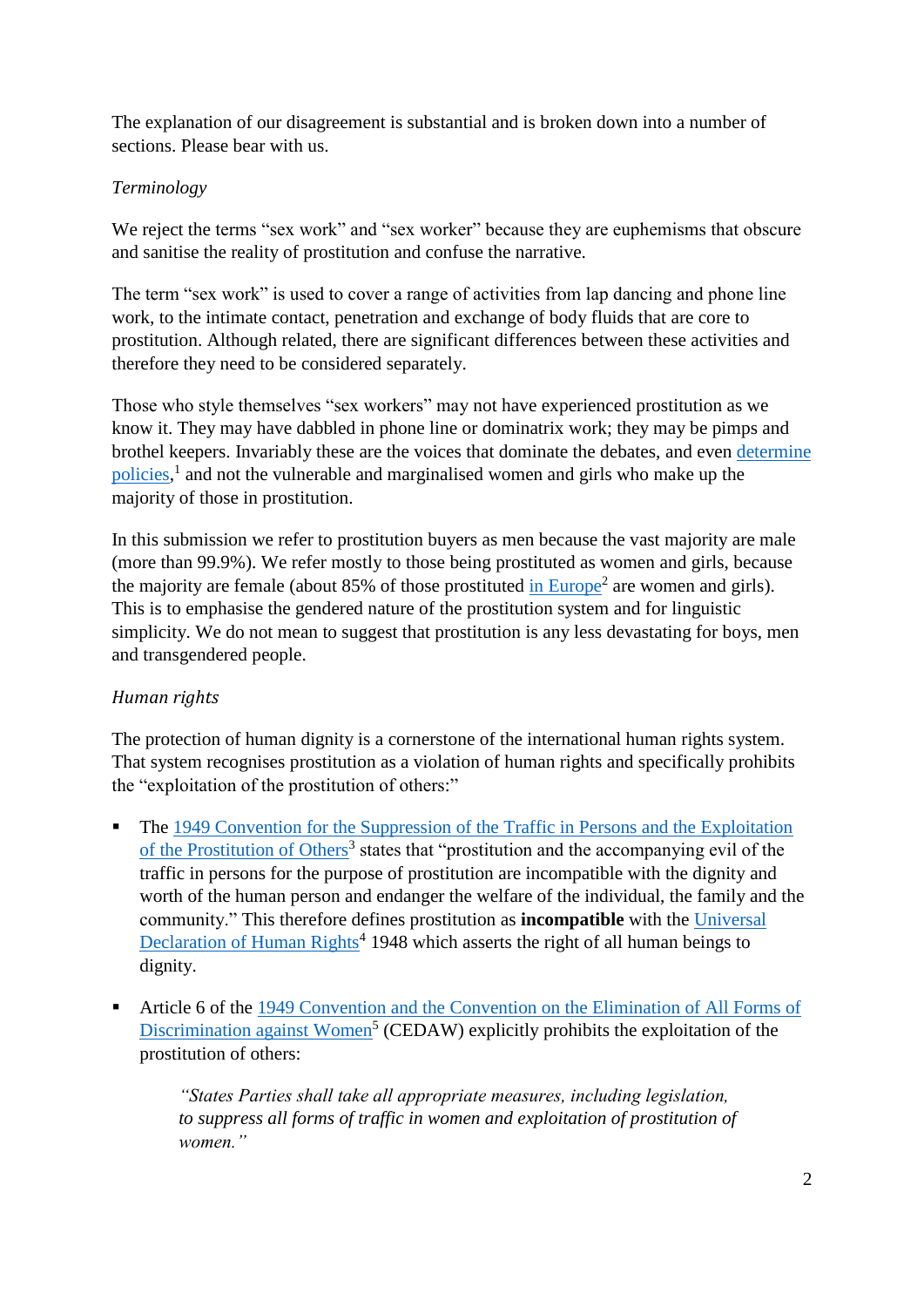The explanation of our disagreement is substantial and is broken down into a number of sections. Please bear with us.

*Terminology*

We reject the terms "sex work" and "sex worker" because they are euphemisms that obscure and sanitise the reality of prostitution and confuse the narrative.

The term "sex work" is used to cover a range of activities from lap dancing and phone line work, to the intimate contact, penetration and exchange of body fluids that are core to prostitution. Although related, there are significant differences between these activities and therefore they need to be considered separately.

Those who style themselves "sex workers" may not have experienced prostitution as we know it. They may have dabbled in phone line or dominatrix work; they may be pimps and brothel keepers. Invariably these are the voices that dominate the debates, and even determine policies,[1] and not the vulnerable and marginalised women and girls who make up the majority of those in prostitution.

In this submission we refer to prostitution buyers as men because the vast majority are male (more than 99.9%). We refer mostly to those being prostituted as women and girls, because the majority are female (about 85% of those prostituted in Europe[2] are women and girls). This is to emphasise the gendered nature of the prostitution system and for linguistic simplicity. We do not mean to suggest that prostitution is any less devastating for boys, men and transgendered people.

*Human rights*

The protection of human dignity is a cornerstone of the international human rights system. That system recognises prostitution as a violation of human rights and specifically prohibits the "exploitation of the prostitution of others:"

- The 1949 Convention for the Suppression of the Traffic in Persons and the Exploitation of the Prostitution of Others[3] states that "prostitution and the accompanying evil of the traffic in persons for the purpose of prostitution are incompatible with the dignity and worth of the human person and endanger the welfare of the individual, the family and the community." This therefore defines prostitution as **incompatible** with the Universal Declaration of Human Rights[4] 1948 which asserts the right of all human beings to dignity.

- Article 6 of the 1949 Convention and the Convention on the Elimination of All Forms of Discrimination against Women[5] (CEDAW) explicitly prohibits the exploitation of the prostitution of others:

  > *"States Parties shall take all appropriate measures, including legislation, to suppress all forms of traffic in women and exploitation of prostitution of women."*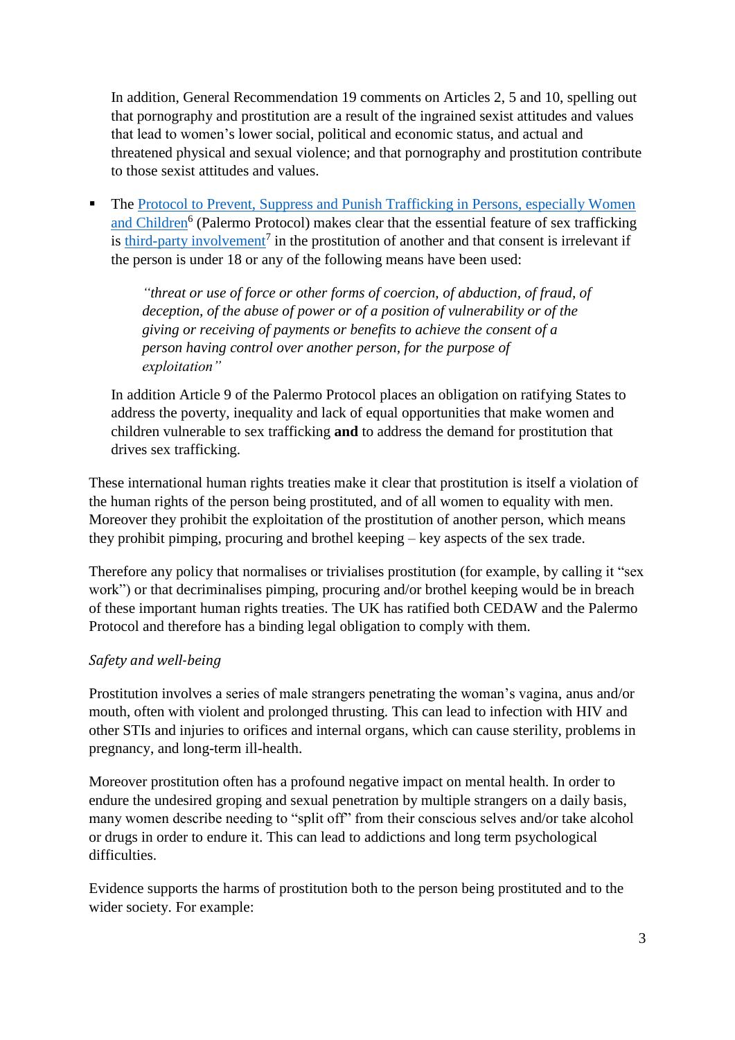In addition, General Recommendation 19 comments on Articles 2, 5 and 10, spelling out that pornography and prostitution are a result of the ingrained sexist attitudes and values that lead to women's lower social, political and economic status, and actual and threatened physical and sexual violence; and that pornography and prostitution contribute to those sexist attitudes and values.

- The Protocol to Prevent, Suppress and Punish Trafficking in Persons, especially Women and Children[6] (Palermo Protocol) makes clear that the essential feature of sex trafficking is third-party involvement[7] in the prostitution of another and that consent is irrelevant if the person is under 18 or any of the following means have been used:

  > *"threat or use of force or other forms of coercion, of abduction, of fraud, of deception, of the abuse of power or of a position of vulnerability or of the giving or receiving of payments or benefits to achieve the consent of a person having control over another person, for the purpose of exploitation"*

  In addition Article 9 of the Palermo Protocol places an obligation on ratifying States to address the poverty, inequality and lack of equal opportunities that make women and children vulnerable to sex trafficking **and** to address the demand for prostitution that drives sex trafficking.

These international human rights treaties make it clear that prostitution is itself a violation of the human rights of the person being prostituted, and of all women to equality with men. Moreover they prohibit the exploitation of the prostitution of another person, which means they prohibit pimping, procuring and brothel keeping – key aspects of the sex trade.

Therefore any policy that normalises or trivialises prostitution (for example, by calling it "sex work") or that decriminalises pimping, procuring and/or brothel keeping would be in breach of these important human rights treaties. The UK has ratified both CEDAW and the Palermo Protocol and therefore has a binding legal obligation to comply with them.

*Safety and well-being*

Prostitution involves a series of male strangers penetrating the woman's vagina, anus and/or mouth, often with violent and prolonged thrusting. This can lead to infection with HIV and other STIs and injuries to orifices and internal organs, which can cause sterility, problems in pregnancy, and long-term ill-health.

Moreover prostitution often has a profound negative impact on mental health. In order to endure the undesired groping and sexual penetration by multiple strangers on a daily basis, many women describe needing to "split off" from their conscious selves and/or take alcohol or drugs in order to endure it. This can lead to addictions and long term psychological difficulties.

Evidence supports the harms of prostitution both to the person being prostituted and to the wider society. For example: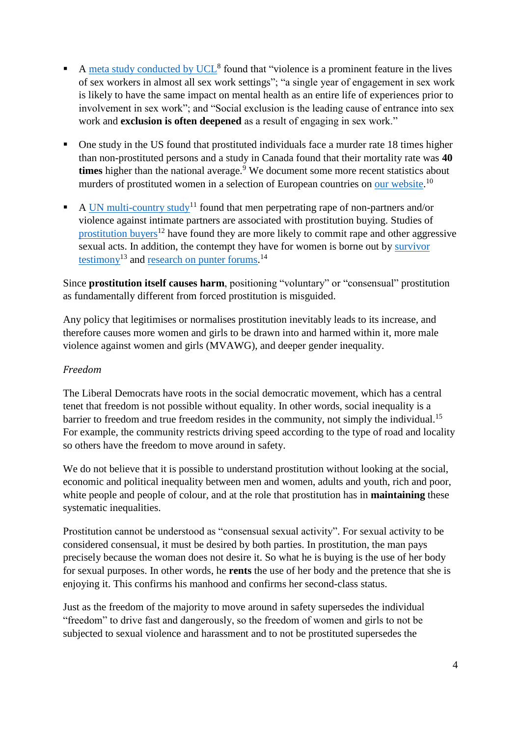- A meta study conducted by UCL[8] found that "violence is a prominent feature in the lives of sex workers in almost all sex work settings"; "a single year of engagement in sex work is likely to have the same impact on mental health as an entire life of experiences prior to involvement in sex work"; and "Social exclusion is the leading cause of entrance into sex work and **exclusion is often deepened** as a result of engaging in sex work."

- One study in the US found that prostituted individuals face a murder rate 18 times higher than non-prostituted persons and a study in Canada found that their mortality rate was **40 times** higher than the national average.[9] We document some more recent statistics about murders of prostituted women in a selection of European countries on our website.[10]

- A UN multi-country study[11] found that men perpetrating rape of non-partners and/or violence against intimate partners are associated with prostitution buying. Studies of prostitution buyers[12] have found they are more likely to commit rape and other aggressive sexual acts. In addition, the contempt they have for women is borne out by survivor testimony[13] and research on punter forums.[14]

Since **prostitution itself causes harm**, positioning "voluntary" or "consensual" prostitution as fundamentally different from forced prostitution is misguided.

Any policy that legitimises or normalises prostitution inevitably leads to its increase, and therefore causes more women and girls to be drawn into and harmed within it, more male violence against women and girls (MVAWG), and deeper gender inequality.

*Freedom*

The Liberal Democrats have roots in the social democratic movement, which has a central tenet that freedom is not possible without equality. In other words, social inequality is a barrier to freedom and true freedom resides in the community, not simply the individual.[15] For example, the community restricts driving speed according to the type of road and locality so others have the freedom to move around in safety.

We do not believe that it is possible to understand prostitution without looking at the social, economic and political inequality between men and women, adults and youth, rich and poor, white people and people of colour, and at the role that prostitution has in **maintaining** these systematic inequalities.

Prostitution cannot be understood as "consensual sexual activity". For sexual activity to be considered consensual, it must be desired by both parties. In prostitution, the man pays precisely because the woman does not desire it. So what he is buying is the use of her body for sexual purposes. In other words, he **rents** the use of her body and the pretence that she is enjoying it. This confirms his manhood and confirms her second-class status.

Just as the freedom of the majority to move around in safety supersedes the individual "freedom" to drive fast and dangerously, so the freedom of women and girls to not be subjected to sexual violence and harassment and to not be prostituted supersedes the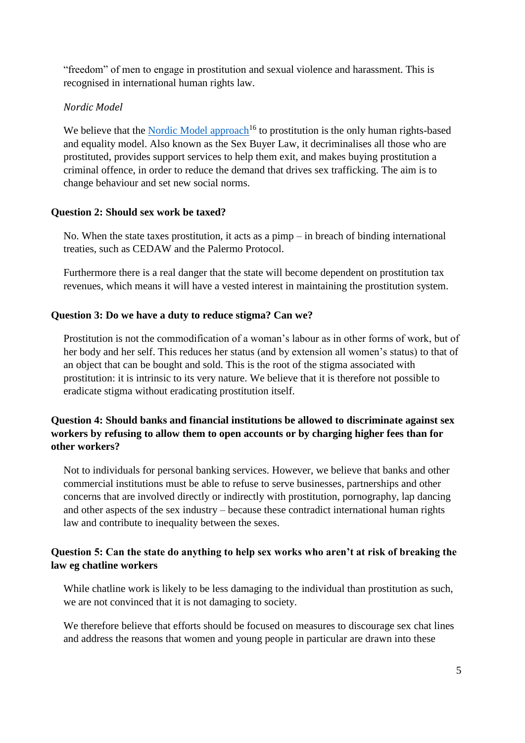"freedom" of men to engage in prostitution and sexual violence and harassment. This is recognised in international human rights law.

*Nordic Model*

We believe that the [Nordic Model approach][16] to prostitution is the only human rights-based and equality model. Also known as the Sex Buyer Law, it decriminalises all those who are prostituted, provides support services to help them exit, and makes buying prostitution a criminal offence, in order to reduce the demand that drives sex trafficking. The aim is to change behaviour and set new social norms.

**Question 2: Should sex work be taxed?**

No. When the state taxes prostitution, it acts as a pimp – in breach of binding international treaties, such as CEDAW and the Palermo Protocol.

Furthermore there is a real danger that the state will become dependent on prostitution tax revenues, which means it will have a vested interest in maintaining the prostitution system.

**Question 3: Do we have a duty to reduce stigma? Can we?**

Prostitution is not the commodification of a woman's labour as in other forms of work, but of her body and her self. This reduces her status (and by extension all women's status) to that of an object that can be bought and sold. This is the root of the stigma associated with prostitution: it is intrinsic to its very nature. We believe that it is therefore not possible to eradicate stigma without eradicating prostitution itself.

**Question 4: Should banks and financial institutions be allowed to discriminate against sex workers by refusing to allow them to open accounts or by charging higher fees than for other workers?**

Not to individuals for personal banking services. However, we believe that banks and other commercial institutions must be able to refuse to serve businesses, partnerships and other concerns that are involved directly or indirectly with prostitution, pornography, lap dancing and other aspects of the sex industry – because these contradict international human rights law and contribute to inequality between the sexes.

**Question 5: Can the state do anything to help sex works who aren't at risk of breaking the law eg chatline workers**

While chatline work is likely to be less damaging to the individual than prostitution as such, we are not convinced that it is not damaging to society.

We therefore believe that efforts should be focused on measures to discourage sex chat lines and address the reasons that women and young people in particular are drawn into these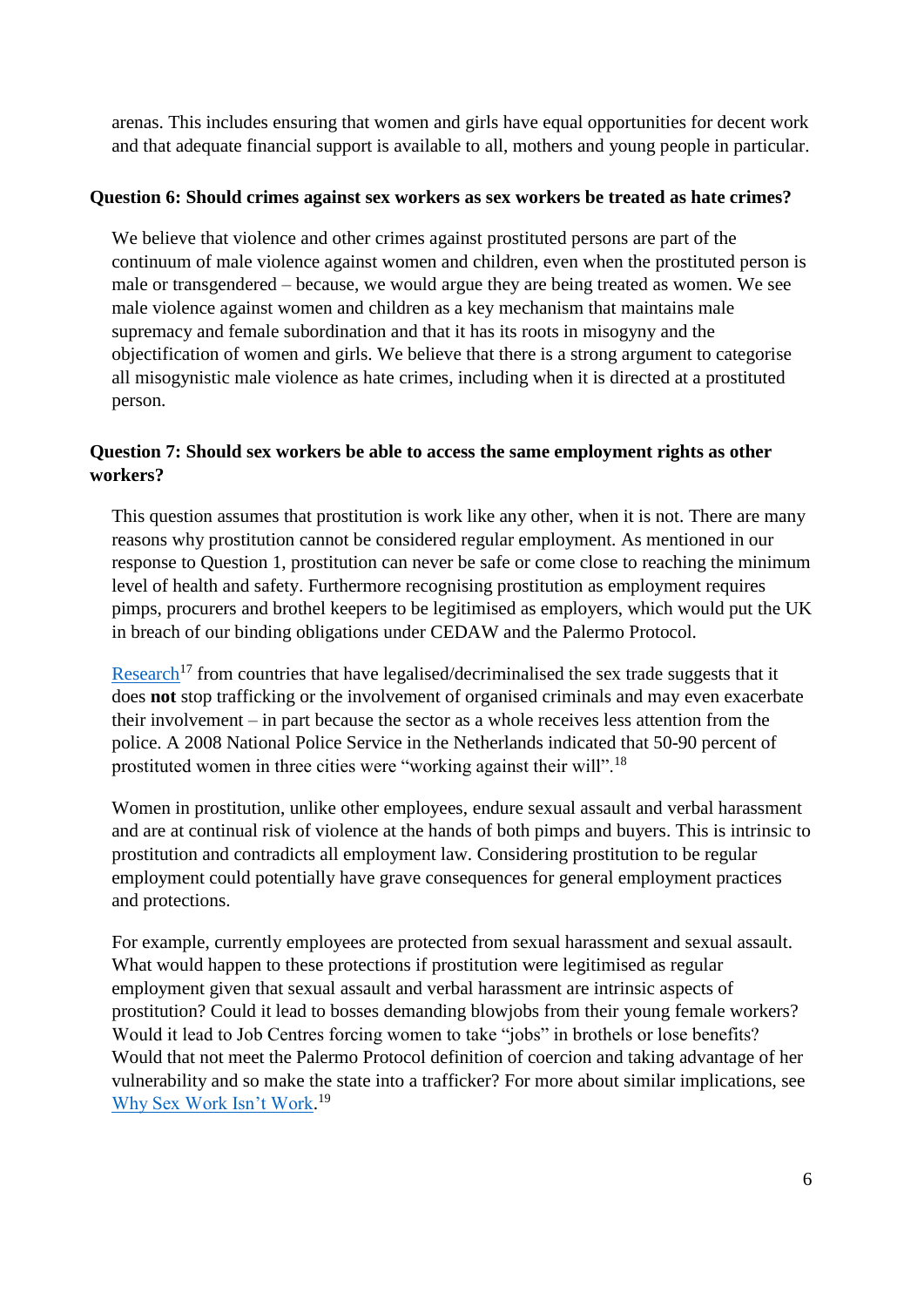arenas. This includes ensuring that women and girls have equal opportunities for decent work and that adequate financial support is available to all, mothers and young people in particular.

**Question 6: Should crimes against sex workers as sex workers be treated as hate crimes?**

We believe that violence and other crimes against prostituted persons are part of the continuum of male violence against women and children, even when the prostituted person is male or transgendered – because, we would argue they are being treated as women. We see male violence against women and children as a key mechanism that maintains male supremacy and female subordination and that it has its roots in misogyny and the objectification of women and girls. We believe that there is a strong argument to categorise all misogynistic male violence as hate crimes, including when it is directed at a prostituted person.

**Question 7: Should sex workers be able to access the same employment rights as other workers?**

This question assumes that prostitution is work like any other, when it is not. There are many reasons why prostitution cannot be considered regular employment. As mentioned in our response to Question 1, prostitution can never be safe or come close to reaching the minimum level of health and safety. Furthermore recognising prostitution as employment requires pimps, procurers and brothel keepers to be legitimised as employers, which would put the UK in breach of our binding obligations under CEDAW and the Palermo Protocol.

Research[17] from countries that have legalised/decriminalised the sex trade suggests that it does **not** stop trafficking or the involvement of organised criminals and may even exacerbate their involvement – in part because the sector as a whole receives less attention from the police. A 2008 National Police Service in the Netherlands indicated that 50-90 percent of prostituted women in three cities were "working against their will".[18]

Women in prostitution, unlike other employees, endure sexual assault and verbal harassment and are at continual risk of violence at the hands of both pimps and buyers. This is intrinsic to prostitution and contradicts all employment law. Considering prostitution to be regular employment could potentially have grave consequences for general employment practices and protections.

For example, currently employees are protected from sexual harassment and sexual assault. What would happen to these protections if prostitution were legitimised as regular employment given that sexual assault and verbal harassment are intrinsic aspects of prostitution? Could it lead to bosses demanding blowjobs from their young female workers? Would it lead to Job Centres forcing women to take "jobs" in brothels or lose benefits? Would that not meet the Palermo Protocol definition of coercion and taking advantage of her vulnerability and so make the state into a trafficker? For more about similar implications, see Why Sex Work Isn't Work.[19]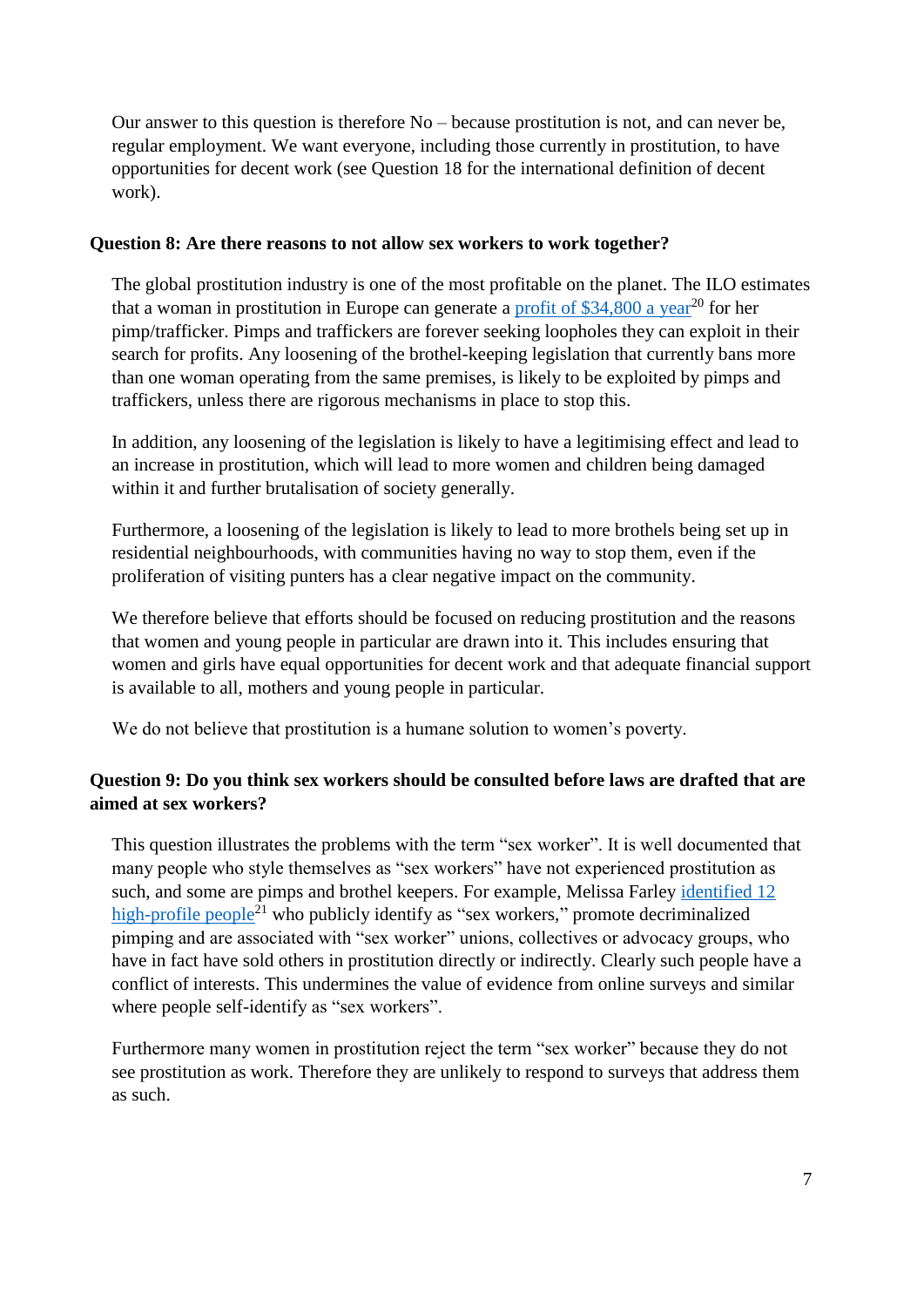Our answer to this question is therefore No – because prostitution is not, and can never be, regular employment. We want everyone, including those currently in prostitution, to have opportunities for decent work (see Question 18 for the international definition of decent work).

**Question 8: Are there reasons to not allow sex workers to work together?**

The global prostitution industry is one of the most profitable on the planet. The ILO estimates that a woman in prostitution in Europe can generate a profit of $34,800 a year[20] for her pimp/trafficker. Pimps and traffickers are forever seeking loopholes they can exploit in their search for profits. Any loosening of the brothel-keeping legislation that currently bans more than one woman operating from the same premises, is likely to be exploited by pimps and traffickers, unless there are rigorous mechanisms in place to stop this.

In addition, any loosening of the legislation is likely to have a legitimising effect and lead to an increase in prostitution, which will lead to more women and children being damaged within it and further brutalisation of society generally.

Furthermore, a loosening of the legislation is likely to lead to more brothels being set up in residential neighbourhoods, with communities having no way to stop them, even if the proliferation of visiting punters has a clear negative impact on the community.

We therefore believe that efforts should be focused on reducing prostitution and the reasons that women and young people in particular are drawn into it. This includes ensuring that women and girls have equal opportunities for decent work and that adequate financial support is available to all, mothers and young people in particular.

We do not believe that prostitution is a humane solution to women's poverty.

**Question 9: Do you think sex workers should be consulted before laws are drafted that are aimed at sex workers?**

This question illustrates the problems with the term "sex worker". It is well documented that many people who style themselves as "sex workers" have not experienced prostitution as such, and some are pimps and brothel keepers. For example, Melissa Farley identified 12 high-profile people[21] who publicly identify as "sex workers," promote decriminalized pimping and are associated with "sex worker" unions, collectives or advocacy groups, who have in fact have sold others in prostitution directly or indirectly. Clearly such people have a conflict of interests. This undermines the value of evidence from online surveys and similar where people self-identify as "sex workers".

Furthermore many women in prostitution reject the term "sex worker" because they do not see prostitution as work. Therefore they are unlikely to respond to surveys that address them as such.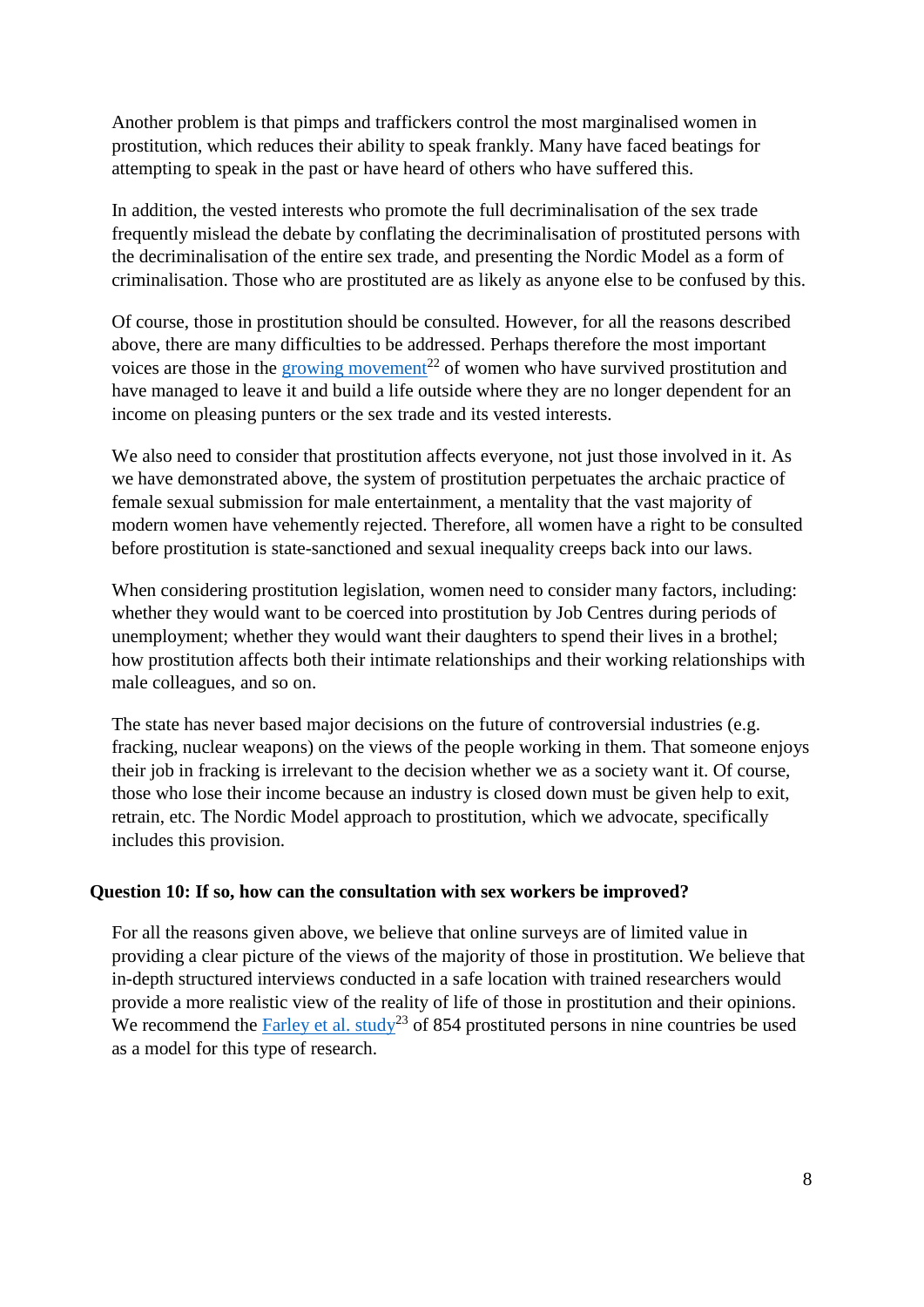Another problem is that pimps and traffickers control the most marginalised women in prostitution, which reduces their ability to speak frankly. Many have faced beatings for attempting to speak in the past or have heard of others who have suffered this.

In addition, the vested interests who promote the full decriminalisation of the sex trade frequently mislead the debate by conflating the decriminalisation of prostituted persons with the decriminalisation of the entire sex trade, and presenting the Nordic Model as a form of criminalisation. Those who are prostituted are as likely as anyone else to be confused by this.

Of course, those in prostitution should be consulted. However, for all the reasons described above, there are many difficulties to be addressed. Perhaps therefore the most important voices are those in the growing movement[22] of women who have survived prostitution and have managed to leave it and build a life outside where they are no longer dependent for an income on pleasing punters or the sex trade and its vested interests.

We also need to consider that prostitution affects everyone, not just those involved in it. As we have demonstrated above, the system of prostitution perpetuates the archaic practice of female sexual submission for male entertainment, a mentality that the vast majority of modern women have vehemently rejected. Therefore, all women have a right to be consulted before prostitution is state-sanctioned and sexual inequality creeps back into our laws.

When considering prostitution legislation, women need to consider many factors, including: whether they would want to be coerced into prostitution by Job Centres during periods of unemployment; whether they would want their daughters to spend their lives in a brothel; how prostitution affects both their intimate relationships and their working relationships with male colleagues, and so on.

The state has never based major decisions on the future of controversial industries (e.g. fracking, nuclear weapons) on the views of the people working in them. That someone enjoys their job in fracking is irrelevant to the decision whether we as a society want it. Of course, those who lose their income because an industry is closed down must be given help to exit, retrain, etc. The Nordic Model approach to prostitution, which we advocate, specifically includes this provision.

**Question 10: If so, how can the consultation with sex workers be improved?**

For all the reasons given above, we believe that online surveys are of limited value in providing a clear picture of the views of the majority of those in prostitution. We believe that in-depth structured interviews conducted in a safe location with trained researchers would provide a more realistic view of the reality of life of those in prostitution and their opinions. We recommend the Farley et al. study[23] of 854 prostituted persons in nine countries be used as a model for this type of research.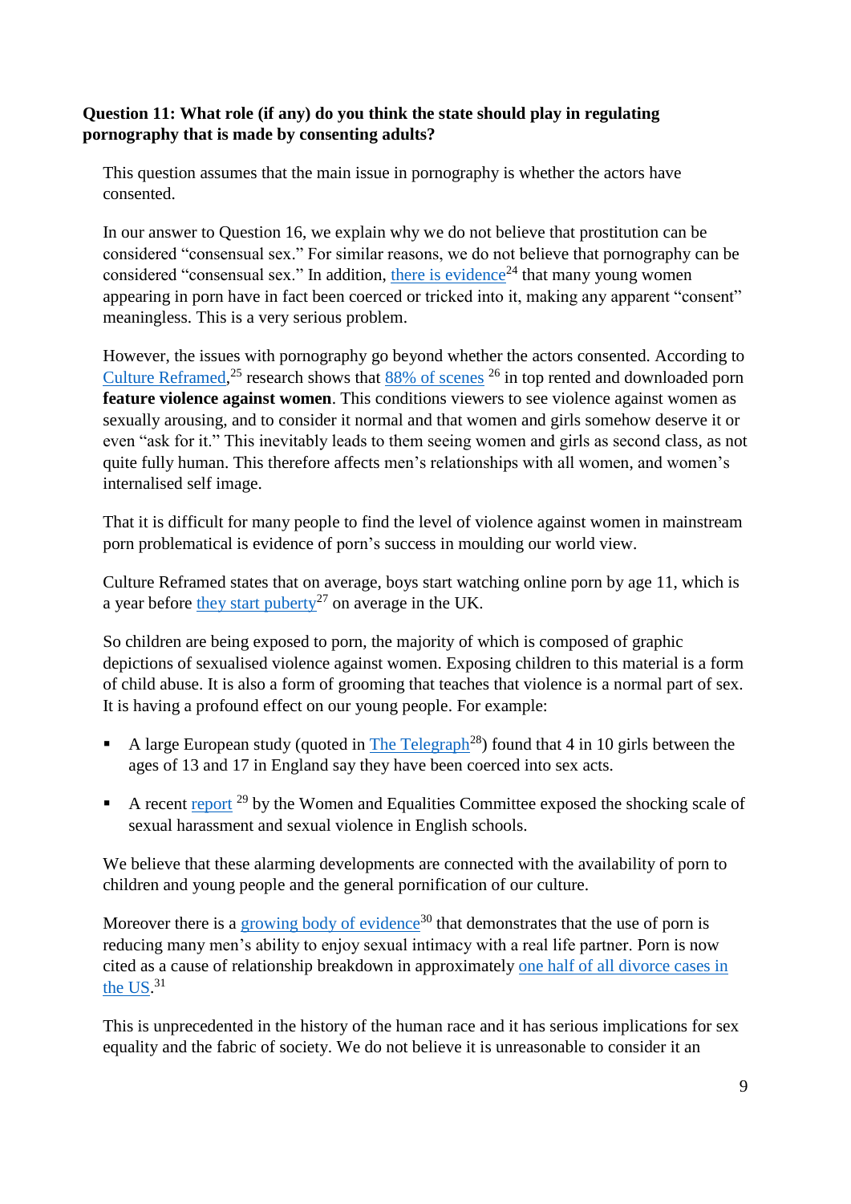**Question 11: What role (if any) do you think the state should play in regulating pornography that is made by consenting adults?**

This question assumes that the main issue in pornography is whether the actors have consented.

In our answer to Question 16, we explain why we do not believe that prostitution can be considered "consensual sex." For similar reasons, we do not believe that pornography can be considered "consensual sex." In addition, there is evidence[24] that many young women appearing in porn have in fact been coerced or tricked into it, making any apparent "consent" meaningless. This is a very serious problem.

However, the issues with pornography go beyond whether the actors consented. According to Culture Reframed,[25] research shows that 88% of scenes [26] in top rented and downloaded porn **feature violence against women**. This conditions viewers to see violence against women as sexually arousing, and to consider it normal and that women and girls somehow deserve it or even "ask for it." This inevitably leads to them seeing women and girls as second class, as not quite fully human. This therefore affects men's relationships with all women, and women's internalised self image.

That it is difficult for many people to find the level of violence against women in mainstream porn problematical is evidence of porn's success in moulding our world view.

Culture Reframed states that on average, boys start watching online porn by age 11, which is a year before they start puberty[27] on average in the UK.

So children are being exposed to porn, the majority of which is composed of graphic depictions of sexualised violence against women. Exposing children to this material is a form of child abuse. It is also a form of grooming that teaches that violence is a normal part of sex. It is having a profound effect on our young people. For example:

- A large European study (quoted in The Telegraph[28]) found that 4 in 10 girls between the ages of 13 and 17 in England say they have been coerced into sex acts.
- A recent report [29] by the Women and Equalities Committee exposed the shocking scale of sexual harassment and sexual violence in English schools.

We believe that these alarming developments are connected with the availability of porn to children and young people and the general pornification of our culture.

Moreover there is a growing body of evidence[30] that demonstrates that the use of porn is reducing many men's ability to enjoy sexual intimacy with a real life partner. Porn is now cited as a cause of relationship breakdown in approximately one half of all divorce cases in the US.[31]

This is unprecedented in the history of the human race and it has serious implications for sex equality and the fabric of society. We do not believe it is unreasonable to consider it an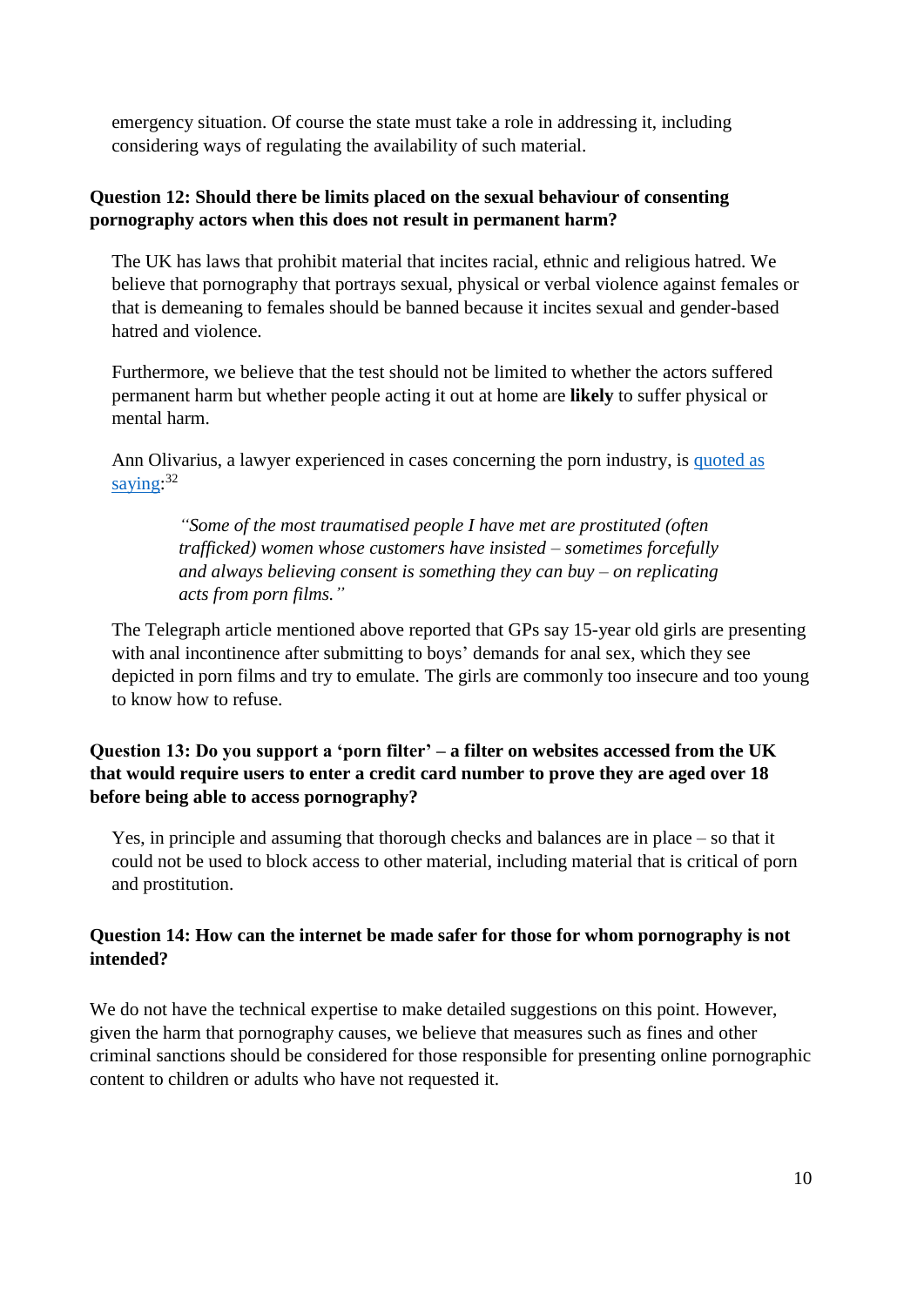emergency situation. Of course the state must take a role in addressing it, including considering ways of regulating the availability of such material.

**Question 12: Should there be limits placed on the sexual behaviour of consenting pornography actors when this does not result in permanent harm?**

The UK has laws that prohibit material that incites racial, ethnic and religious hatred. We believe that pornography that portrays sexual, physical or verbal violence against females or that is demeaning to females should be banned because it incites sexual and gender-based hatred and violence.

Furthermore, we believe that the test should not be limited to whether the actors suffered permanent harm but whether people acting it out at home are **likely** to suffer physical or mental harm.

Ann Olivarius, a lawyer experienced in cases concerning the porn industry, is quoted as saying:[32]

> *"Some of the most traumatised people I have met are prostituted (often trafficked) women whose customers have insisted – sometimes forcefully and always believing consent is something they can buy – on replicating acts from porn films."*

The Telegraph article mentioned above reported that GPs say 15-year old girls are presenting with anal incontinence after submitting to boys' demands for anal sex, which they see depicted in porn films and try to emulate. The girls are commonly too insecure and too young to know how to refuse.

**Question 13: Do you support a 'porn filter' – a filter on websites accessed from the UK that would require users to enter a credit card number to prove they are aged over 18 before being able to access pornography?**

Yes, in principle and assuming that thorough checks and balances are in place – so that it could not be used to block access to other material, including material that is critical of porn and prostitution.

**Question 14: How can the internet be made safer for those for whom pornography is not intended?**

We do not have the technical expertise to make detailed suggestions on this point. However, given the harm that pornography causes, we believe that measures such as fines and other criminal sanctions should be considered for those responsible for presenting online pornographic content to children or adults who have not requested it.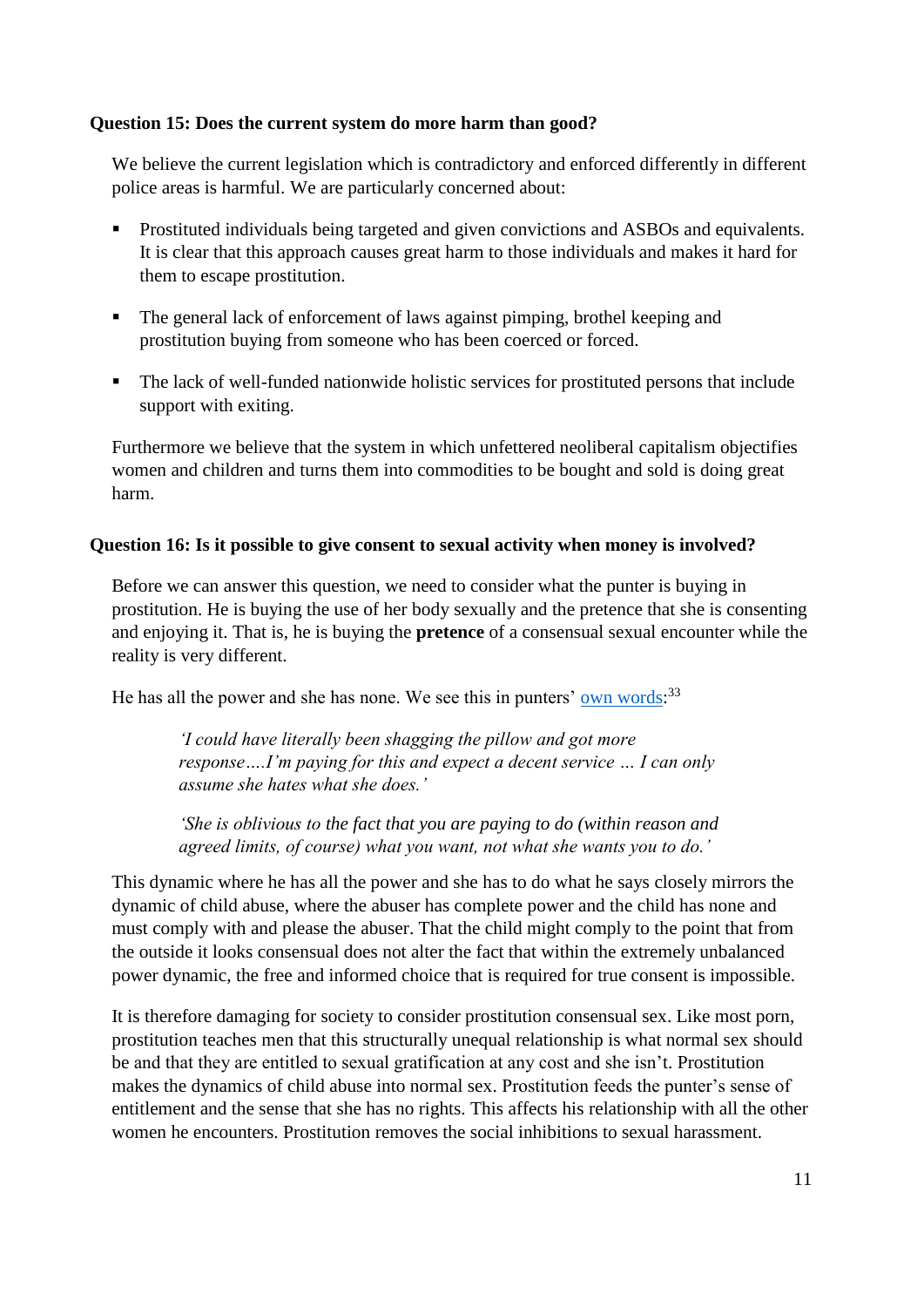**Question 15: Does the current system do more harm than good?**

We believe the current legislation which is contradictory and enforced differently in different police areas is harmful. We are particularly concerned about:

- Prostituted individuals being targeted and given convictions and ASBOs and equivalents. It is clear that this approach causes great harm to those individuals and makes it hard for them to escape prostitution.
- The general lack of enforcement of laws against pimping, brothel keeping and prostitution buying from someone who has been coerced or forced.
- The lack of well-funded nationwide holistic services for prostituted persons that include support with exiting.

Furthermore we believe that the system in which unfettered neoliberal capitalism objectifies women and children and turns them into commodities to be bought and sold is doing great harm.

**Question 16: Is it possible to give consent to sexual activity when money is involved?**

Before we can answer this question, we need to consider what the punter is buying in prostitution. He is buying the use of her body sexually and the pretence that she is consenting and enjoying it. That is, he is buying the **pretence** of a consensual sexual encounter while the reality is very different.

He has all the power and she has none. We see this in punters' own words:[33]

> *'I could have literally been shagging the pillow and got more response….I'm paying for this and expect a decent service … I can only assume she hates what she does.'*
>
> *'She is oblivious to the fact that you are paying to do (within reason and agreed limits, of course) what you want, not what she wants you to do.'*

This dynamic where he has all the power and she has to do what he says closely mirrors the dynamic of child abuse, where the abuser has complete power and the child has none and must comply with and please the abuser. That the child might comply to the point that from the outside it looks consensual does not alter the fact that within the extremely unbalanced power dynamic, the free and informed choice that is required for true consent is impossible.

It is therefore damaging for society to consider prostitution consensual sex. Like most porn, prostitution teaches men that this structurally unequal relationship is what normal sex should be and that they are entitled to sexual gratification at any cost and she isn't. Prostitution makes the dynamics of child abuse into normal sex. Prostitution feeds the punter's sense of entitlement and the sense that she has no rights. This affects his relationship with all the other women he encounters. Prostitution removes the social inhibitions to sexual harassment.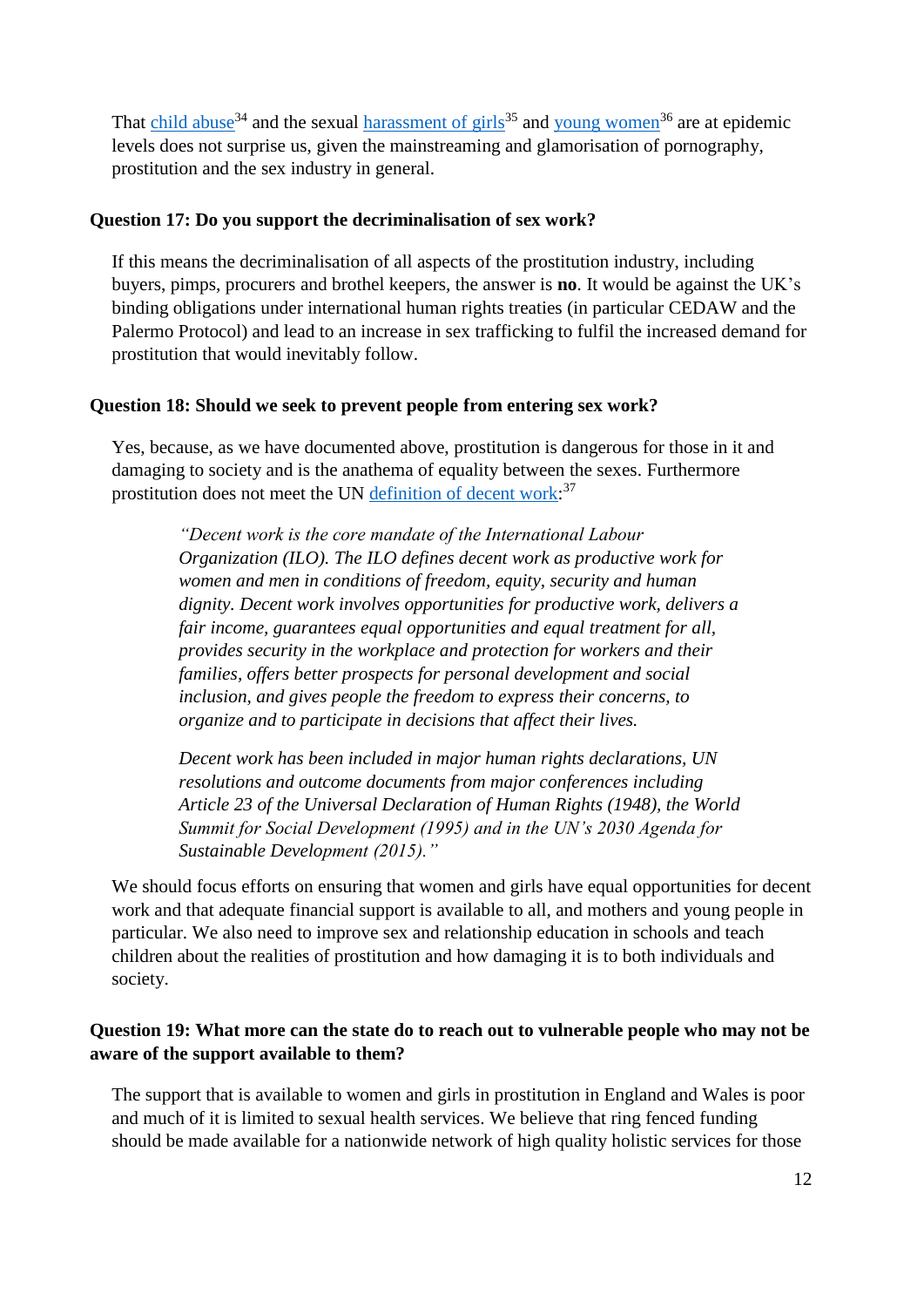That child abuse[34] and the sexual harassment of girls[35] and young women[36] are at epidemic levels does not surprise us, given the mainstreaming and glamorisation of pornography, prostitution and the sex industry in general.

**Question 17: Do you support the decriminalisation of sex work?**

If this means the decriminalisation of all aspects of the prostitution industry, including buyers, pimps, procurers and brothel keepers, the answer is **no**. It would be against the UK's binding obligations under international human rights treaties (in particular CEDAW and the Palermo Protocol) and lead to an increase in sex trafficking to fulfil the increased demand for prostitution that would inevitably follow.

**Question 18: Should we seek to prevent people from entering sex work?**

Yes, because, as we have documented above, prostitution is dangerous for those in it and damaging to society and is the anathema of equality between the sexes. Furthermore prostitution does not meet the UN definition of decent work:[37]

> *"Decent work is the core mandate of the International Labour Organization (ILO). The ILO defines decent work as productive work for women and men in conditions of freedom, equity, security and human dignity. Decent work involves opportunities for productive work, delivers a fair income, guarantees equal opportunities and equal treatment for all, provides security in the workplace and protection for workers and their families, offers better prospects for personal development and social inclusion, and gives people the freedom to express their concerns, to organize and to participate in decisions that affect their lives.*
>
> *Decent work has been included in major human rights declarations, UN resolutions and outcome documents from major conferences including Article 23 of the Universal Declaration of Human Rights (1948), the World Summit for Social Development (1995) and in the UN's 2030 Agenda for Sustainable Development (2015)."*

We should focus efforts on ensuring that women and girls have equal opportunities for decent work and that adequate financial support is available to all, and mothers and young people in particular. We also need to improve sex and relationship education in schools and teach children about the realities of prostitution and how damaging it is to both individuals and society.

**Question 19: What more can the state do to reach out to vulnerable people who may not be aware of the support available to them?**

The support that is available to women and girls in prostitution in England and Wales is poor and much of it is limited to sexual health services. We believe that ring fenced funding should be made available for a nationwide network of high quality holistic services for those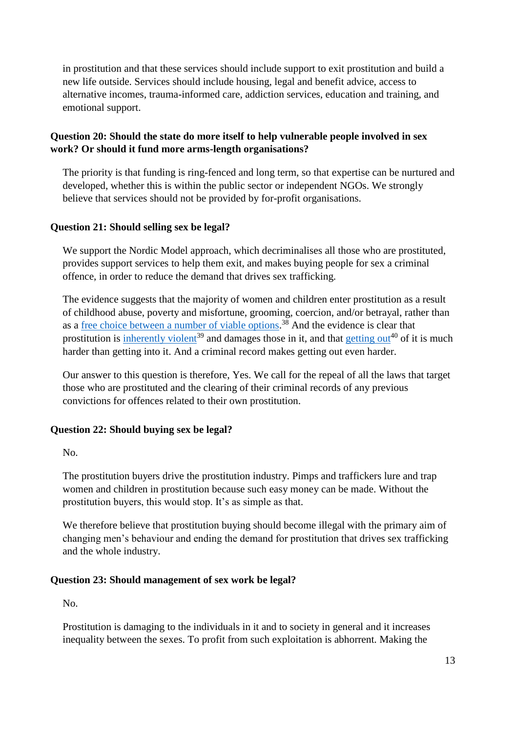in prostitution and that these services should include support to exit prostitution and build a new life outside. Services should include housing, legal and benefit advice, access to alternative incomes, trauma-informed care, addiction services, education and training, and emotional support.

**Question 20: Should the state do more itself to help vulnerable people involved in sex work? Or should it fund more arms-length organisations?**

The priority is that funding is ring-fenced and long term, so that expertise can be nurtured and developed, whether this is within the public sector or independent NGOs. We strongly believe that services should not be provided by for-profit organisations.

**Question 21: Should selling sex be legal?**

We support the Nordic Model approach, which decriminalises all those who are prostituted, provides support services to help them exit, and makes buying people for sex a criminal offence, in order to reduce the demand that drives sex trafficking.

The evidence suggests that the majority of women and children enter prostitution as a result of childhood abuse, poverty and misfortune, grooming, coercion, and/or betrayal, rather than as a free choice between a number of viable options.[38] And the evidence is clear that prostitution is inherently violent[39] and damages those in it, and that getting out[40] of it is much harder than getting into it. And a criminal record makes getting out even harder.

Our answer to this question is therefore, Yes. We call for the repeal of all the laws that target those who are prostituted and the clearing of their criminal records of any previous convictions for offences related to their own prostitution.

**Question 22: Should buying sex be legal?**

No.

The prostitution buyers drive the prostitution industry. Pimps and traffickers lure and trap women and children in prostitution because such easy money can be made. Without the prostitution buyers, this would stop. It's as simple as that.

We therefore believe that prostitution buying should become illegal with the primary aim of changing men's behaviour and ending the demand for prostitution that drives sex trafficking and the whole industry.

**Question 23: Should management of sex work be legal?**

No.

Prostitution is damaging to the individuals in it and to society in general and it increases inequality between the sexes. To profit from such exploitation is abhorrent. Making the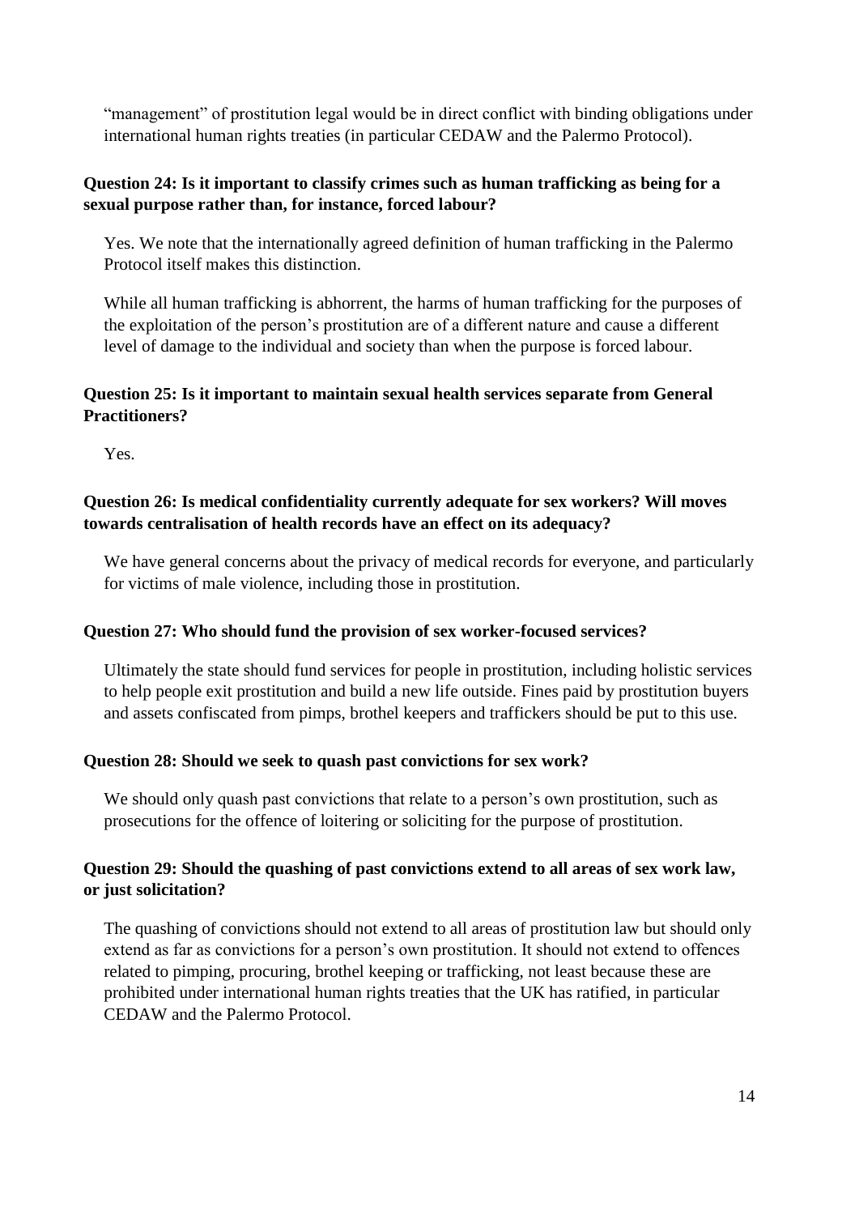"management" of prostitution legal would be in direct conflict with binding obligations under international human rights treaties (in particular CEDAW and the Palermo Protocol).

**Question 24: Is it important to classify crimes such as human trafficking as being for a sexual purpose rather than, for instance, forced labour?**

Yes. We note that the internationally agreed definition of human trafficking in the Palermo Protocol itself makes this distinction.

While all human trafficking is abhorrent, the harms of human trafficking for the purposes of the exploitation of the person's prostitution are of a different nature and cause a different level of damage to the individual and society than when the purpose is forced labour.

**Question 25: Is it important to maintain sexual health services separate from General Practitioners?**

Yes.

**Question 26: Is medical confidentiality currently adequate for sex workers? Will moves towards centralisation of health records have an effect on its adequacy?**

We have general concerns about the privacy of medical records for everyone, and particularly for victims of male violence, including those in prostitution.

**Question 27: Who should fund the provision of sex worker-focused services?**

Ultimately the state should fund services for people in prostitution, including holistic services to help people exit prostitution and build a new life outside. Fines paid by prostitution buyers and assets confiscated from pimps, brothel keepers and traffickers should be put to this use.

**Question 28: Should we seek to quash past convictions for sex work?**

We should only quash past convictions that relate to a person's own prostitution, such as prosecutions for the offence of loitering or soliciting for the purpose of prostitution.

**Question 29: Should the quashing of past convictions extend to all areas of sex work law, or just solicitation?**

The quashing of convictions should not extend to all areas of prostitution law but should only extend as far as convictions for a person's own prostitution. It should not extend to offences related to pimping, procuring, brothel keeping or trafficking, not least because these are prohibited under international human rights treaties that the UK has ratified, in particular CEDAW and the Palermo Protocol.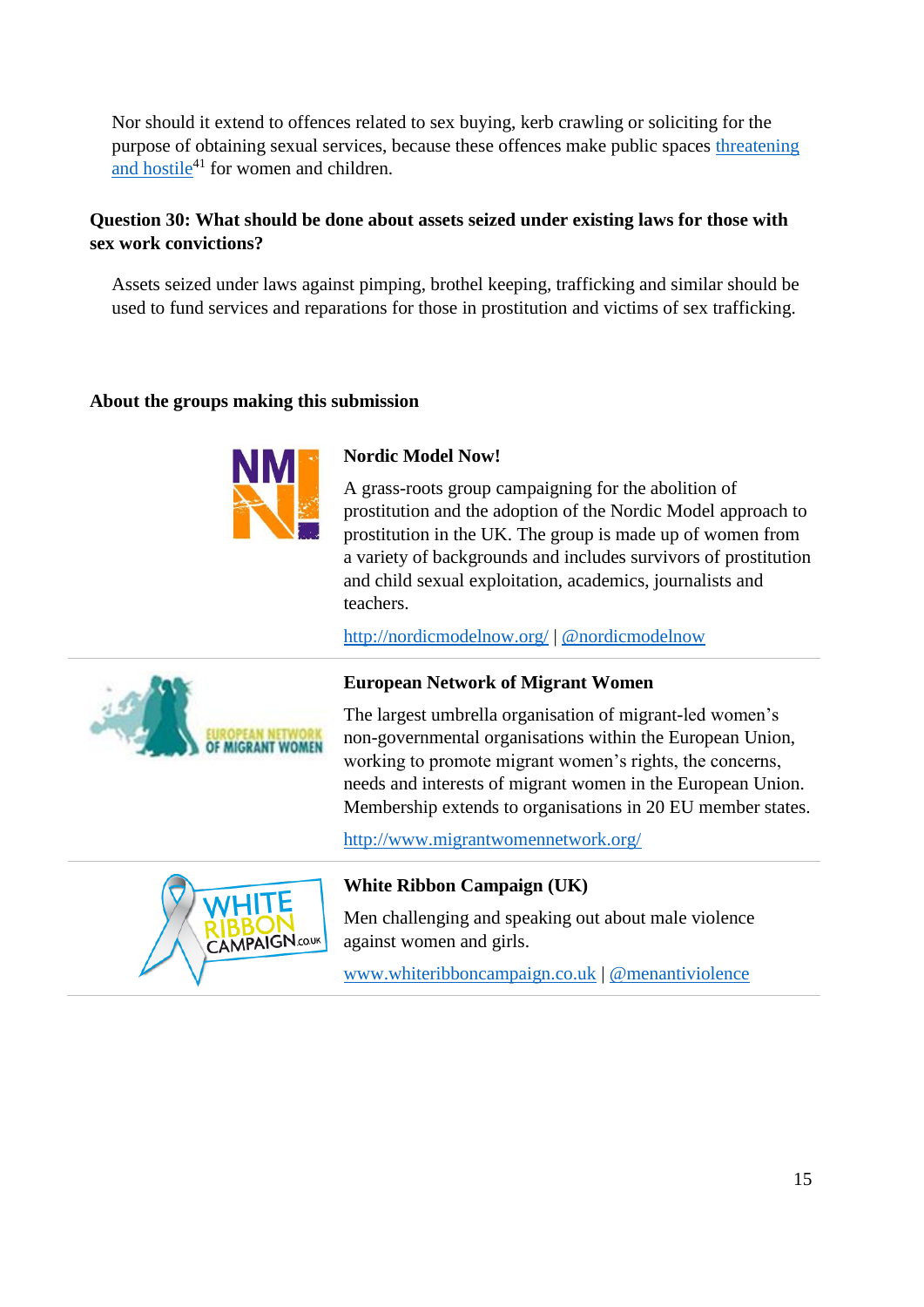Nor should it extend to offences related to sex buying, kerb crawling or soliciting for the purpose of obtaining sexual services, because these offences make public spaces threatening and hostile[41] for women and children.

**Question 30: What should be done about assets seized under existing laws for those with sex work convictions?**

Assets seized under laws against pimping, brothel keeping, trafficking and similar should be used to fund services and reparations for those in prostitution and victims of sex trafficking.

**About the groups making this submission**

**Nordic Model Now!**

A grass-roots group campaigning for the abolition of prostitution and the adoption of the Nordic Model approach to prostitution in the UK. The group is made up of women from a variety of backgrounds and includes survivors of prostitution and child sexual exploitation, academics, journalists and teachers.

http://nordicmodelnow.org/ | @nordicmodelnow

**European Network of Migrant Women**

The largest umbrella organisation of migrant-led women's non-governmental organisations within the European Union, working to promote migrant women's rights, the concerns, needs and interests of migrant women in the European Union. Membership extends to organisations in 20 EU member states.

http://www.migrantwomennetwork.org/

**White Ribbon Campaign (UK)**

Men challenging and speaking out about male violence against women and girls.

www.whiteribboncampaign.co.uk | @menantiviolence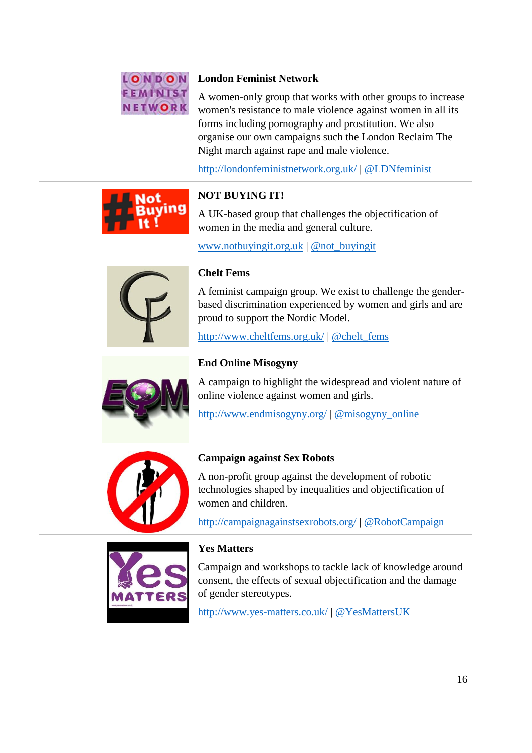**London Feminist Network**

A women-only group that works with other groups to increase women's resistance to male violence against women in all its forms including pornography and prostitution. We also organise our own campaigns such the London Reclaim The Night march against rape and male violence.

http://londonfeministnetwork.org.uk/ | @LDNfeminist

---

**NOT BUYING IT!**

A UK-based group that challenges the objectification of women in the media and general culture.

www.notbuyingit.org.uk | @not_buyingit

---

**Chelt Fems**

A feminist campaign group. We exist to challenge the gender-based discrimination experienced by women and girls and are proud to support the Nordic Model.

http://www.cheltfems.org.uk/ | @chelt_fems

---

**End Online Misogyny**

A campaign to highlight the widespread and violent nature of online violence against women and girls.

http://www.endmisogyny.org/ | @misogyny_online

---

**Campaign against Sex Robots**

A non-profit group against the development of robotic technologies shaped by inequalities and objectification of women and children.

http://campaignagainstsexrobots.org/ | @RobotCampaign

---

**Yes Matters**

Campaign and workshops to tackle lack of knowledge around consent, the effects of sexual objectification and the damage of gender stereotypes.

http://www.yes-matters.co.uk/ | @YesMattersUK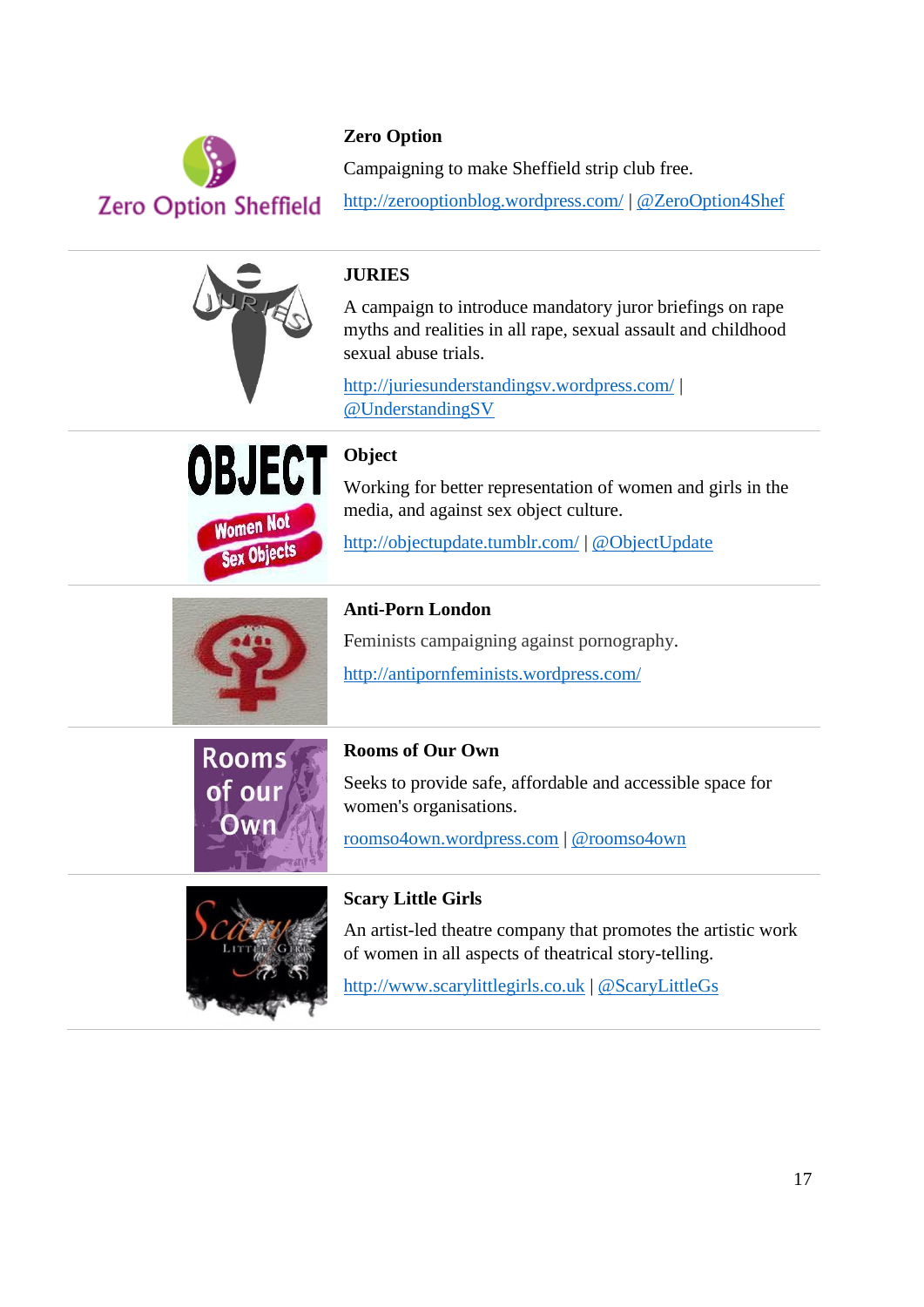**Zero Option**

Campaigning to make Sheffield strip club free.

http://zerooptionblog.wordpress.com/ | @ZeroOption4Shef

---

**JURIES**

A campaign to introduce mandatory juror briefings on rape myths and realities in all rape, sexual assault and childhood sexual abuse trials.

http://juriesunderstandingsv.wordpress.com/ | @UnderstandingSV

---

**Object**

Working for better representation of women and girls in the media, and against sex object culture.

http://objectupdate.tumblr.com/ | @ObjectUpdate

---

**Anti-Porn London**

Feminists campaigning against pornography.

http://antipornfeminists.wordpress.com/

---

**Rooms of Our Own**

Seeks to provide safe, affordable and accessible space for women's organisations.

roomso4own.wordpress.com | @roomso4own

---

**Scary Little Girls**

An artist-led theatre company that promotes the artistic work of women in all aspects of theatrical story-telling.

http://www.scarylittlegirls.co.uk | @ScaryLittleGs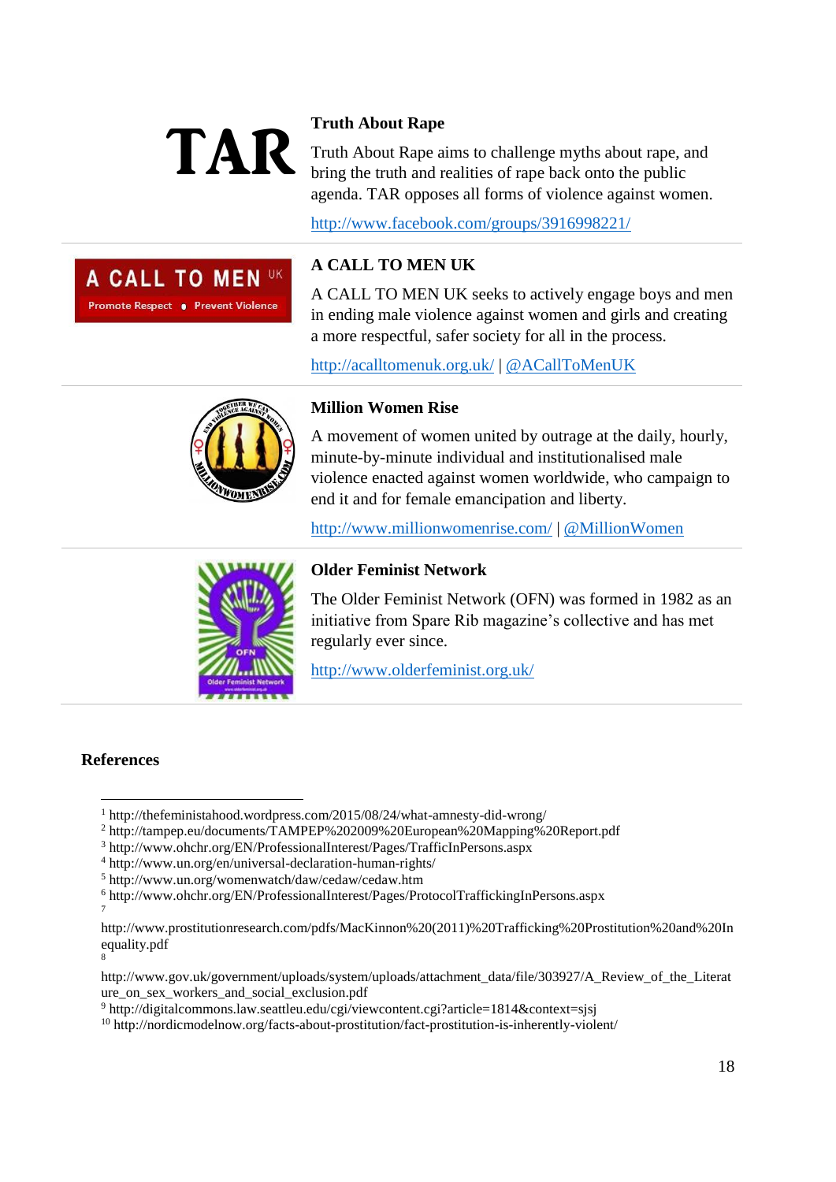### Truth About Rape

Truth About Rape aims to challenge myths about rape, and bring the truth and realities of rape back onto the public agenda. TAR opposes all forms of violence against women.

http://www.facebook.com/groups/3916998221/

### A CALL TO MEN UK

A CALL TO MEN UK seeks to actively engage boys and men in ending male violence against women and girls and creating a more respectful, safer society for all in the process.

http://acalltomenuk.org.uk/ | @ACallToMenUK

### Million Women Rise

A movement of women united by outrage at the daily, hourly, minute-by-minute individual and institutionalised male violence enacted against women worldwide, who campaign to end it and for female emancipation and liberty.

http://www.millionwomenrise.com/ | @MillionWomen

### Older Feminist Network

The Older Feminist Network (OFN) was formed in 1982 as an initiative from Spare Rib magazine's collective and has met regularly ever since.

http://www.olderfeminist.org.uk/

## References

[1] http://thefeministahood.wordpress.com/2015/08/24/what-amnesty-did-wrong/
[2] http://tampep.eu/documents/TAMPEP%202009%20European%20Mapping%20Report.pdf
[3] http://www.ohchr.org/EN/ProfessionalInterest/Pages/TrafficInPersons.aspx
[4] http://www.un.org/en/universal-declaration-human-rights/
[5] http://www.un.org/womenwatch/daw/cedaw/cedaw.htm
[6] http://www.ohchr.org/EN/ProfessionalInterest/Pages/ProtocolTraffickingInPersons.aspx
[7] http://www.prostitutionresearch.com/pdfs/MacKinnon%20(2011)%20Trafficking%20Prostitution%20and%20Inequality.pdf
[8] http://www.gov.uk/government/uploads/system/uploads/attachment_data/file/303927/A_Review_of_the_Literature_on_sex_workers_and_social_exclusion.pdf
[9] http://digitalcommons.law.seattleu.edu/cgi/viewcontent.cgi?article=1814&context=sjsj
[10] http://nordicmodelnow.org/facts-about-prostitution/fact-prostitution-is-inherently-violent/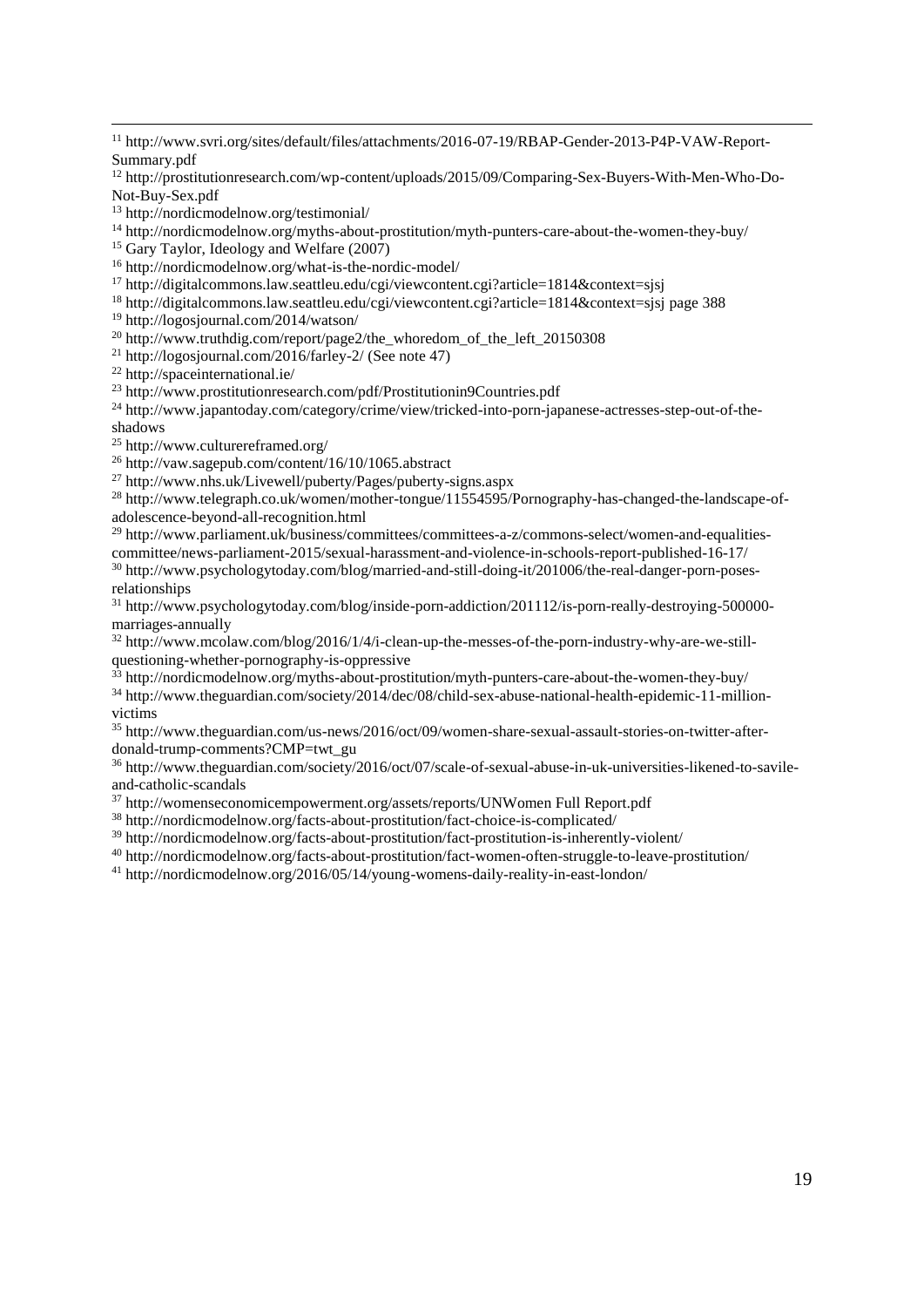[11] http://www.svri.org/sites/default/files/attachments/2016-07-19/RBAP-Gender-2013-P4P-VAW-Report-Summary.pdf

[12] http://prostitutionresearch.com/wp-content/uploads/2015/09/Comparing-Sex-Buyers-With-Men-Who-Do-Not-Buy-Sex.pdf

[13] http://nordicmodelnow.org/testimonial/

[14] http://nordicmodelnow.org/myths-about-prostitution/myth-punters-care-about-the-women-they-buy/

[15] Gary Taylor, Ideology and Welfare (2007)

[16] http://nordicmodelnow.org/what-is-the-nordic-model/

[17] http://digitalcommons.law.seattleu.edu/cgi/viewcontent.cgi?article=1814&context=sjsj

[18] http://digitalcommons.law.seattleu.edu/cgi/viewcontent.cgi?article=1814&context=sjsj page 388

[19] http://logosjournal.com/2014/watson/

[20] http://www.truthdig.com/report/page2/the_whoredom_of_the_left_20150308

[21] http://logosjournal.com/2016/farley-2/ (See note 47)

[22] http://spaceinternational.ie/

[23] http://www.prostitutionresearch.com/pdf/Prostitutionin9Countries.pdf

[24] http://www.japantoday.com/category/crime/view/tricked-into-porn-japanese-actresses-step-out-of-the-shadows

[25] http://www.culturereframed.org/

[26] http://vaw.sagepub.com/content/16/10/1065.abstract

[27] http://www.nhs.uk/Livewell/puberty/Pages/puberty-signs.aspx

[28] http://www.telegraph.co.uk/women/mother-tongue/11554595/Pornography-has-changed-the-landscape-of-adolescence-beyond-all-recognition.html

[29] http://www.parliament.uk/business/committees/committees-a-z/commons-select/women-and-equalities-committee/news-parliament-2015/sexual-harassment-and-violence-in-schools-report-published-16-17/

[30] http://www.psychologytoday.com/blog/married-and-still-doing-it/201006/the-real-danger-porn-poses-relationships

[31] http://www.psychologytoday.com/blog/inside-porn-addiction/201112/is-porn-really-destroying-500000-marriages-annually

[32] http://www.mcolaw.com/blog/2016/1/4/i-clean-up-the-messes-of-the-porn-industry-why-are-we-still-questioning-whether-pornography-is-oppressive

[33] http://nordicmodelnow.org/myths-about-prostitution/myth-punters-care-about-the-women-they-buy/

[34] http://www.theguardian.com/society/2014/dec/08/child-sex-abuse-national-health-epidemic-11-million-victims

[35] http://www.theguardian.com/us-news/2016/oct/09/women-share-sexual-assault-stories-on-twitter-after-donald-trump-comments?CMP=twt_gu

[36] http://www.theguardian.com/society/2016/oct/07/scale-of-sexual-abuse-in-uk-universities-likened-to-savile-and-catholic-scandals

[37] http://womenseconomicempowerment.org/assets/reports/UNWomen Full Report.pdf

[38] http://nordicmodelnow.org/facts-about-prostitution/fact-choice-is-complicated/

[39] http://nordicmodelnow.org/facts-about-prostitution/fact-prostitution-is-inherently-violent/

[40] http://nordicmodelnow.org/facts-about-prostitution/fact-women-often-struggle-to-leave-prostitution/

[41] http://nordicmodelnow.org/2016/05/14/young-womens-daily-reality-in-east-london/